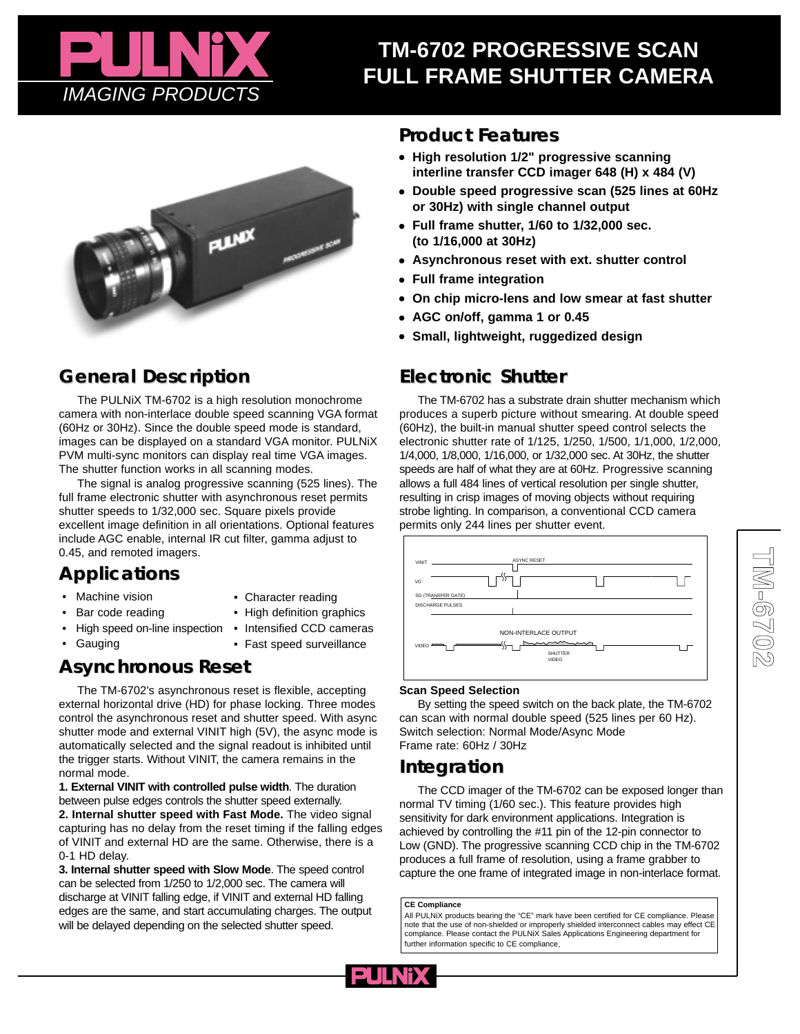# TM-6702 PROGRESSIVE SCAN FULL FRAME SHUTTER CAMERA

PULNiX IMAGING PRODUCTS

## Product Features

- **High resolution 1/2" progressive scanning interline transfer CCD imager 648 (H) x 484 (V)**
- **Double speed progressive scan (525 lines at 60Hz or 30Hz) with single channel output**
- **Full frame shutter, 1/60 to 1/32,000 sec. (to 1/16,000 at 30Hz)**
- **Asynchronous reset with ext. shutter control**
- **Full frame integration**
- **On chip micro-lens and low smear at fast shutter**
- **AGC on/off, gamma 1 or 0.45**
- **Small, lightweight, ruggedized design**

## General Description

The PULNiX TM-6702 is a high resolution monochrome camera with non-interlace double speed scanning VGA format (60Hz or 30Hz). Since the double speed mode is standard, images can be displayed on a standard VGA monitor. PULNiX PVM multi-sync monitors can display real time VGA images. The shutter function works in all scanning modes.

The signal is analog progressive scanning (525 lines). The full frame electronic shutter with asynchronous reset permits shutter speeds to 1/32,000 sec. Square pixels provide excellent image definition in all orientations. Optional features include AGC enable, internal IR cut filter, gamma adjust to 0.45, and remoted imagers.

## Applications

- Machine vision
- Bar code reading
- High speed on-line inspection
- Gauging
- Character reading
- High definition graphics
- Intensified CCD cameras
- Fast speed surveillance

## Asynchronous Reset

The TM-6702's asynchronous reset is flexible, accepting external horizontal drive (HD) for phase locking. Three modes control the asynchronous reset and shutter speed. With async shutter mode and external VINIT high (5V), the async mode is automatically selected and the signal readout is inhibited until the trigger starts. Without VINIT, the camera remains in the normal mode.

**1. External VINIT with controlled pulse width**. The duration between pulse edges controls the shutter speed externally.

**2. Internal shutter speed with Fast Mode.** The video signal capturing has no delay from the reset timing if the falling edges of VINIT and external HD are the same. Otherwise, there is a 0-1 HD delay.

**3. Internal shutter speed with Slow Mode**. The speed control can be selected from 1/250 to 1/2,000 sec. The camera will discharge at VINIT falling edge, if VINIT and external HD falling edges are the same, and start accumulating charges. The output will be delayed depending on the selected shutter speed.

## Electronic Shutter

The TM-6702 has a substrate drain shutter mechanism which produces a superb picture without smearing. At double speed (60Hz), the built-in manual shutter speed control selects the electronic shutter rate of 1/125, 1/250, 1/500, 1/1,000, 1/2,000, 1/4,000, 1/8,000, 1/16,000, or 1/32,000 sec. At 30Hz, the shutter speeds are half of what they are at 60Hz. Progressive scanning allows a full 484 lines of vertical resolution per single shutter, resulting in crisp images of moving objects without requiring strobe lighting. In comparison, a conventional CCD camera permits only 244 lines per shutter event.

VINIT
ASYNC RESET
VD
SG (TRANSFER GATE)
DISCHARGE PULSES
NON-INTERLACE OUTPUT
VIDEO
SHUTTER VIDEO

**Scan Speed Selection**

By setting the speed switch on the back plate, the TM-6702 can scan with normal double speed (525 lines per 60 Hz).
Switch selection: Normal Mode/Async Mode
Frame rate: 60Hz / 30Hz

## Integration

The CCD imager of the TM-6702 can be exposed longer than normal TV timing (1/60 sec.). This feature provides high sensitivity for dark environment applications. Integration is achieved by controlling the #11 pin of the 12-pin connector to Low (GND). The progressive scanning CCD chip in the TM-6702 produces a full frame of resolution, using a frame grabber to capture the one frame of integrated image in non-interlace format.

**CE Compliance**

All PULNiX products bearing the "CE" mark have been certified for CE compliance. Please note that the use of non-shielded or improperly shielded interconnect cables may effect CE compliance. Please contact the PULNiX Sales Applications Engineering department for further information specific to CE compliance.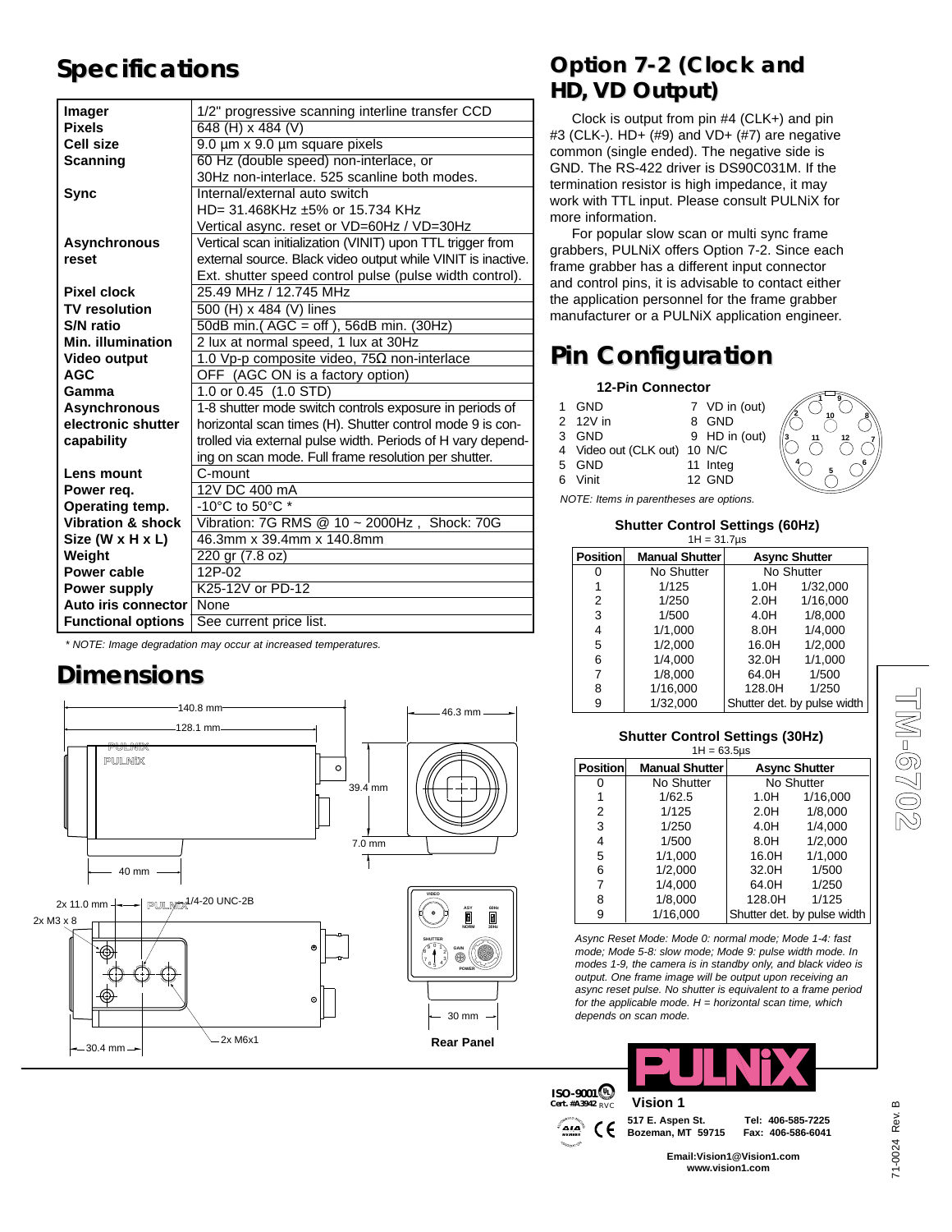## Specifications

| | |
|---|---|
| **Imager** | 1/2" progressive scanning interline transfer CCD |
| **Pixels** | 648 (H) x 484 (V) |
| **Cell size** | 9.0 µm x 9.0 µm square pixels |
| **Scanning** | 60 Hz (double speed) non-interlace, or 30Hz non-interlace. 525 scanline both modes. |
| **Sync** | Internal/external auto switch HD= 31.468KHz ±5% or 15.734 KHz Vertical async. reset or VD=60Hz / VD=30Hz |
| **Asynchronous reset** | Vertical scan initialization (VINIT) upon TTL trigger from external source. Black video output while VINIT is inactive. Ext. shutter speed control pulse (pulse width control). |
| **Pixel clock** | 25.49 MHz / 12.745 MHz |
| **TV resolution** | 500 (H) x 484 (V) lines |
| **S/N ratio** | 50dB min.( AGC = off ), 56dB min. (30Hz) |
| **Min. illumination** | 2 lux at normal speed, 1 lux at 30Hz |
| **Video output** | 1.0 Vp-p composite video, 75Ω non-interlace |
| **AGC** | OFF (AGC ON is a factory option) |
| **Gamma** | 1.0 or 0.45 (1.0 STD) |
| **Asynchronous electronic shutter capability** | 1-8 shutter mode switch controls exposure in periods of horizontal scan times (H). Shutter control mode 9 is controlled via external pulse width. Periods of H vary depending on scan mode. Full frame resolution per shutter. |
| **Lens mount** | C-mount |
| **Power req.** | 12V DC 400 mA |
| **Operating temp.** | -10°C to 50°C * |
| **Vibration & shock** | Vibration: 7G RMS @ 10 ~ 2000Hz , Shock: 70G |
| **Size (W x H x L)** | 46.3mm x 39.4mm x 140.8mm |
| **Weight** | 220 gr (7.8 oz) |
| **Power cable** | 12P-02 |
| **Power supply** | K25-12V or PD-12 |
| **Auto iris connector** | None |
| **Functional options** | See current price list. |

*\* NOTE: Image degradation may occur at increased temperatures.*

## Dimensions

140.8 mm
128.1 mm
46.3 mm
39.4 mm
7.0 mm
40 mm
2x 11.0 mm
1/4-20 UNC-2B
2x M3 x 8
2x M6x1
30.4 mm
30 mm
VIDEO
ASY
NORM
60Hz
30Hz
SHUTTER
GAIN
POWER

**Rear Panel**

## Option 7-2 (Clock and HD, VD Output)

Clock is output from pin #4 (CLK+) and pin #3 (CLK-). HD+ (#9) and VD+ (#7) are negative common (single ended). The negative side is GND. The RS-422 driver is DS90C031M. If the termination resistor is high impedance, it may work with TTL input. Please consult PULNiX for more information.

For popular slow scan or multi sync frame grabbers, PULNiX offers Option 7-2. Since each frame grabber has a different input connector and control pins, it is advisable to contact either the application personnel for the frame grabber manufacturer or a PULNiX application engineer.

## Pin Configuration

**12-Pin Connector**

| | |
|---|---|
| 1 GND | 7 VD in (out) |
| 2 12V in | 8 GND |
| 3 GND | 9 HD in (out) |
| 4 Video out (CLK out) | 10 N/C |
| 5 GND | 11 Integ |
| 6 Vinit | 12 GND |

*NOTE: Items in parentheses are options.*

**Shutter Control Settings (60Hz)**
1H = 31.7µs

| Position | Manual Shutter | Async Shutter | |
|---|---|---|---|
| 0 | No Shutter | No Shutter | |
| 1 | 1/125 | 1.0H | 1/32,000 |
| 2 | 1/250 | 2.0H | 1/16,000 |
| 3 | 1/500 | 4.0H | 1/8,000 |
| 4 | 1/1,000 | 8.0H | 1/4,000 |
| 5 | 1/2,000 | 16.0H | 1/2,000 |
| 6 | 1/4,000 | 32.0H | 1/1,000 |
| 7 | 1/8,000 | 64.0H | 1/500 |
| 8 | 1/16,000 | 128.0H | 1/250 |
| 9 | 1/32,000 | Shutter det. by pulse width | |

**Shutter Control Settings (30Hz)**
1H = 63.5µs

| Position | Manual Shutter | Async Shutter | |
|---|---|---|---|
| 0 | No Shutter | No Shutter | |
| 1 | 1/62.5 | 1.0H | 1/16,000 |
| 2 | 1/125 | 2.0H | 1/8,000 |
| 3 | 1/250 | 4.0H | 1/4,000 |
| 4 | 1/500 | 8.0H | 1/2,000 |
| 5 | 1/1,000 | 16.0H | 1/1,000 |
| 6 | 1/2,000 | 32.0H | 1/500 |
| 7 | 1/4,000 | 64.0H | 1/250 |
| 8 | 1/8,000 | 128.0H | 1/125 |
| 9 | 1/16,000 | Shutter det. by pulse width | |

*Async Reset Mode: Mode 0: normal mode; Mode 1-4: fast mode; Mode 5-8: slow mode; Mode 9: pulse width mode. In modes 1-9, the camera is in standby only, and black video is output. One frame image will be output upon receiving an async reset pulse. No shutter is equivalent to a frame period for the applicable mode. H = horizontal scan time, which depends on scan mode.*

TM-6702

ISO-9001 Cert. #A3942

PULNiX

**Vision 1**
517 E. Aspen St.
Bozeman, MT 59715
Tel: 406-585-7225
Fax: 406-586-6041

Email:Vision1@Vision1.com
www.vision1.com

71-0024 Rev. B